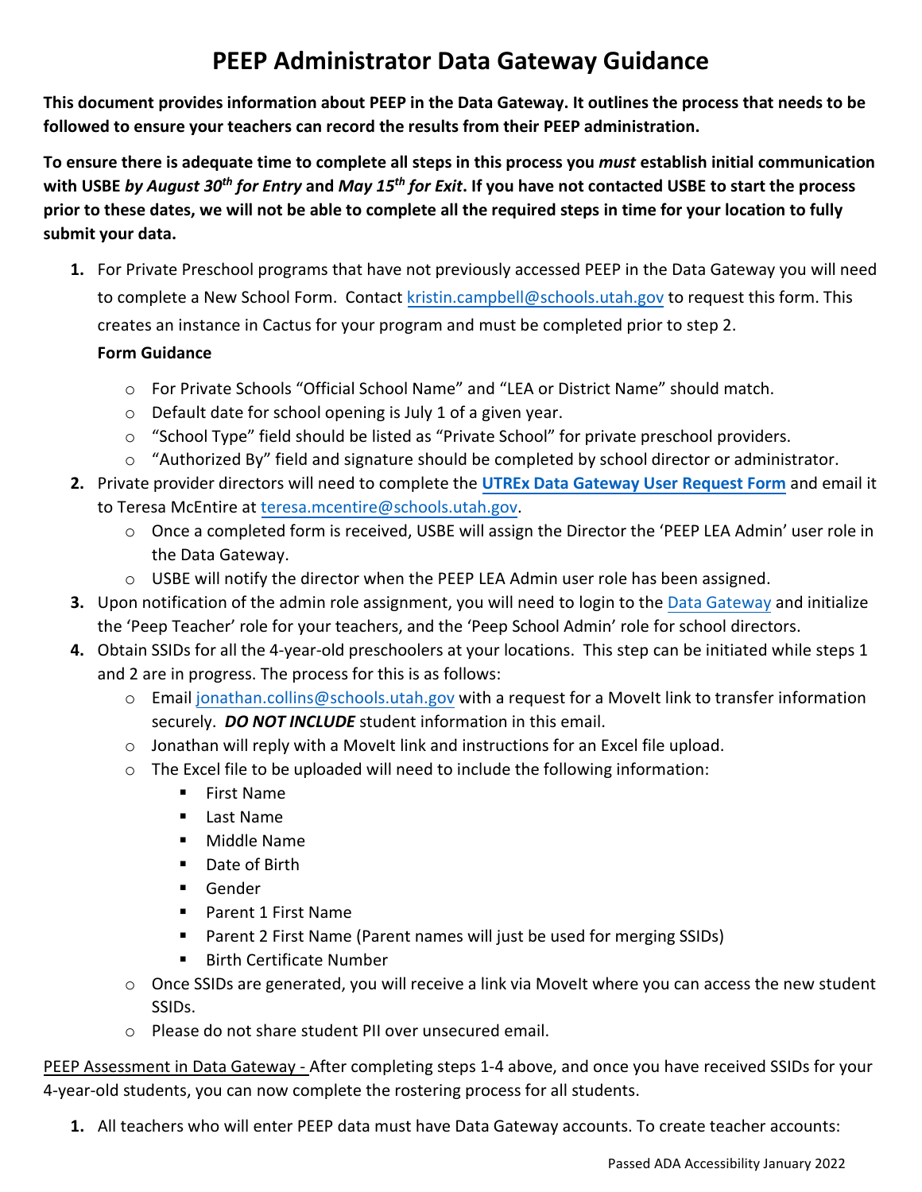# PEEP Administrator Data Gateway Guidance

**This document provides information about PEEP in the Data Gateway. It outlines the process that needs to be followed to ensure your teachers can record the results from their PEEP administration.**

**To ensure there is adequate time to complete all steps in this process you *must* establish initial communication with USBE *by August 30th for Entry* and *May 15th for Exit*. If you have not contacted USBE to start the process prior to these dates, we will not be able to complete all the required steps in time for your location to fully submit your data.**

1. For Private Preschool programs that have not previously accessed PEEP in the Data Gateway you will need to complete a New School Form. Contact kristin.campbell@schools.utah.gov to request this form. This creates an instance in Cactus for your program and must be completed prior to step 2.

   **Form Guidance**

   - For Private Schools "Official School Name" and "LEA or District Name" should match.
   - Default date for school opening is July 1 of a given year.
   - "School Type" field should be listed as "Private School" for private preschool providers.
   - "Authorized By" field and signature should be completed by school director or administrator.
2. Private provider directors will need to complete the **UTREx Data Gateway User Request Form** and email it to Teresa McEntire at teresa.mcentire@schools.utah.gov.
   - Once a completed form is received, USBE will assign the Director the 'PEEP LEA Admin' user role in the Data Gateway.
   - USBE will notify the director when the PEEP LEA Admin user role has been assigned.
3. Upon notification of the admin role assignment, you will need to login to the Data Gateway and initialize the 'Peep Teacher' role for your teachers, and the 'Peep School Admin' role for school directors.
4. Obtain SSIDs for all the 4-year-old preschoolers at your locations. This step can be initiated while steps 1 and 2 are in progress. The process for this is as follows:
   - Email jonathan.collins@schools.utah.gov with a request for a MoveIt link to transfer information securely. ***DO NOT INCLUDE*** student information in this email.
   - Jonathan will reply with a MoveIt link and instructions for an Excel file upload.
   - The Excel file to be uploaded will need to include the following information:
     - First Name
     - Last Name
     - Middle Name
     - Date of Birth
     - Gender
     - Parent 1 First Name
     - Parent 2 First Name (Parent names will just be used for merging SSIDs)
     - Birth Certificate Number
   - Once SSIDs are generated, you will receive a link via MoveIt where you can access the new student SSIDs.
   - Please do not share student PII over unsecured email.

<u>PEEP Assessment in Data Gateway -</u> After completing steps 1-4 above, and once you have received SSIDs for your 4-year-old students, you can now complete the rostering process for all students.

1. All teachers who will enter PEEP data must have Data Gateway accounts. To create teacher accounts:

Passed ADA Accessibility January 2022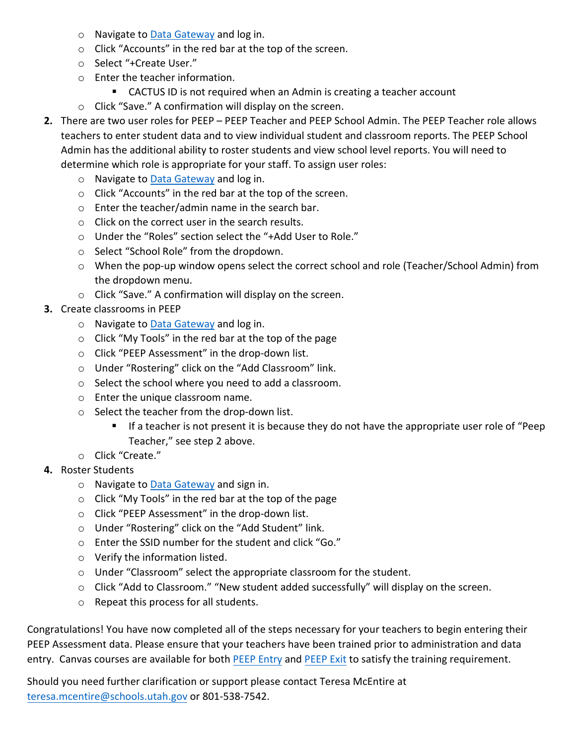- Navigate to [Data Gateway] and log in.
- Click "Accounts" in the red bar at the top of the screen.
- Select "+Create User."
- Enter the teacher information.
  - CACTUS ID is not required when an Admin is creating a teacher account
- Click "Save." A confirmation will display on the screen.

2. There are two user roles for PEEP – PEEP Teacher and PEEP School Admin. The PEEP Teacher role allows teachers to enter student data and to view individual student and classroom reports. The PEEP School Admin has the additional ability to roster students and view school level reports. You will need to determine which role is appropriate for your staff. To assign user roles:
   - Navigate to Data Gateway and log in.
   - Click "Accounts" in the red bar at the top of the screen.
   - Enter the teacher/admin name in the search bar.
   - Click on the correct user in the search results.
   - Under the "Roles" section select the "+Add User to Role."
   - Select "School Role" from the dropdown.
   - When the pop-up window opens select the correct school and role (Teacher/School Admin) from the dropdown menu.
   - Click "Save." A confirmation will display on the screen.
3. Create classrooms in PEEP
   - Navigate to Data Gateway and log in.
   - Click "My Tools" in the red bar at the top of the page
   - Click "PEEP Assessment" in the drop-down list.
   - Under "Rostering" click on the "Add Classroom" link.
   - Select the school where you need to add a classroom.
   - Enter the unique classroom name.
   - Select the teacher from the drop-down list.
     - If a teacher is not present it is because they do not have the appropriate user role of "Peep Teacher," see step 2 above.
   - Click "Create."
4. Roster Students
   - Navigate to Data Gateway and sign in.
   - Click "My Tools" in the red bar at the top of the page
   - Click "PEEP Assessment" in the drop-down list.
   - Under "Rostering" click on the "Add Student" link.
   - Enter the SSID number for the student and click "Go."
   - Verify the information listed.
   - Under "Classroom" select the appropriate classroom for the student.
   - Click "Add to Classroom." "New student added successfully" will display on the screen.
   - Repeat this process for all students.

Congratulations! You have now completed all of the steps necessary for your teachers to begin entering their PEEP Assessment data. Please ensure that your teachers have been trained prior to administration and data entry. Canvas courses are available for both PEEP Entry and PEEP Exit to satisfy the training requirement.

Should you need further clarification or support please contact Teresa McEntire at teresa.mcentire@schools.utah.gov or 801-538-7542.